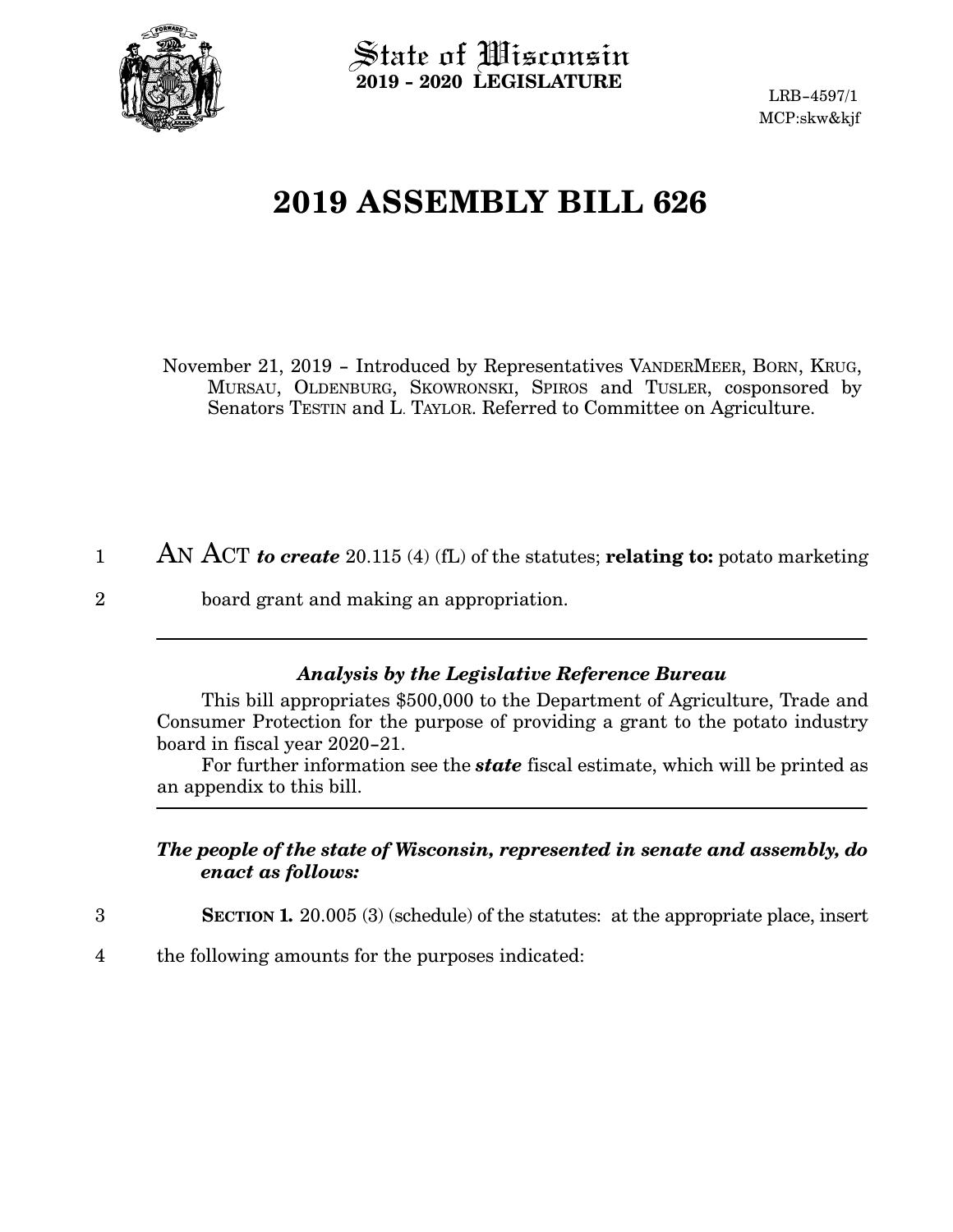State of Wisconsin
**2019 - 2020 LEGISLATURE**

LRB-4597/1
MCP:skw&kjf

# 2019 ASSEMBLY BILL 626

November 21, 2019 - Introduced by Representatives VANDERMEER, BORN, KRUG, MURSAU, OLDENBURG, SKOWRONSKI, SPIROS and TUSLER, cosponsored by Senators TESTIN and L. TAYLOR. Referred to Committee on Agriculture.

1 AN ACT ***to create*** 20.115 (4) (fL) of the statutes; **relating to:** potato marketing
2 board grant and making an appropriation.

---

### *Analysis by the Legislative Reference Bureau*

This bill appropriates $500,000 to the Department of Agriculture, Trade and Consumer Protection for the purpose of providing a grant to the potato industry board in fiscal year 2020-21.

For further information see the ***state*** fiscal estimate, which will be printed as an appendix to this bill.

---

***The people of the state of Wisconsin, represented in senate and assembly, do enact as follows:***

3 **SECTION 1.** 20.005 (3) (schedule) of the statutes: at the appropriate place, insert
4 the following amounts for the purposes indicated: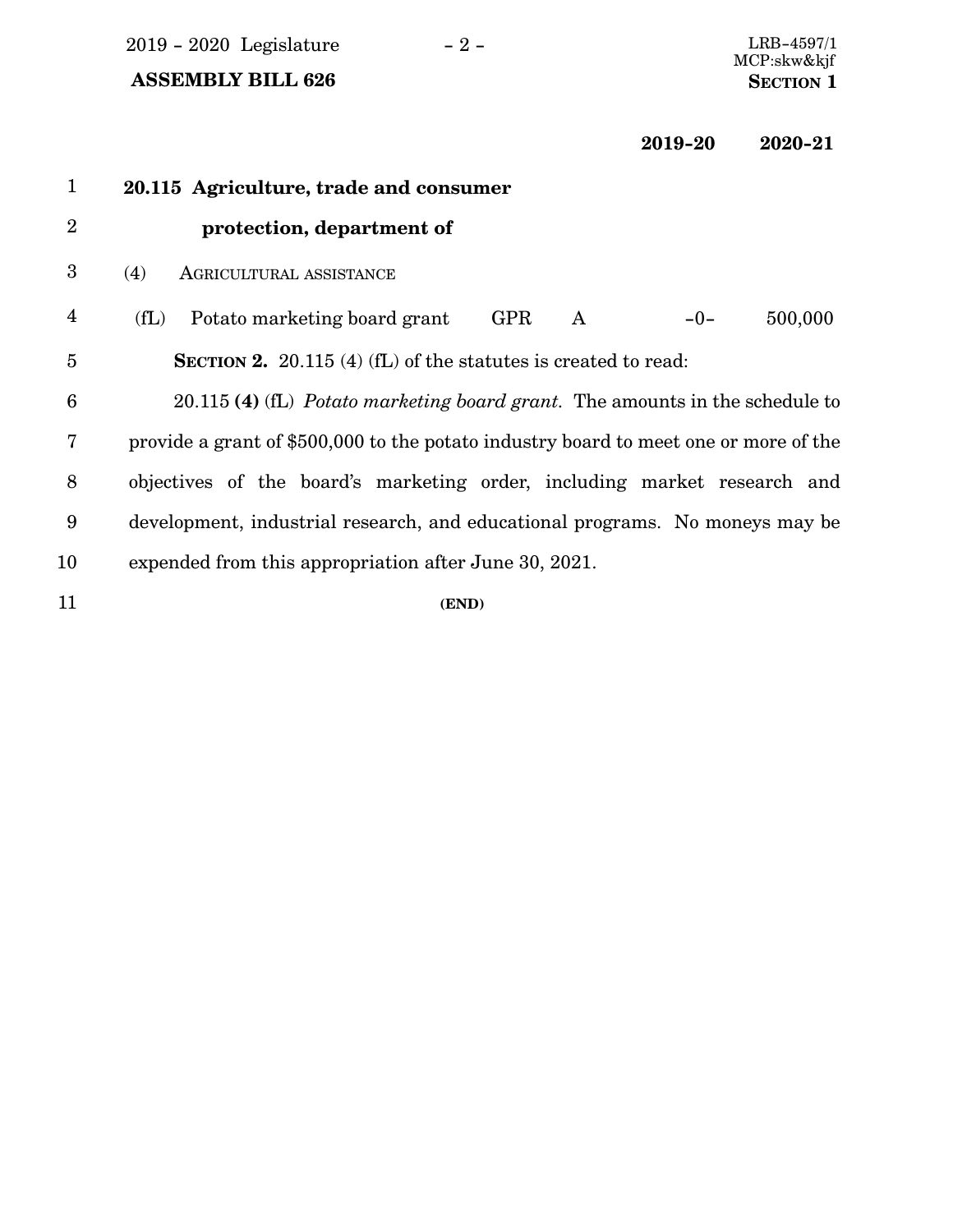| | | | | 2019-20 | 2020-21 |
|---|---|---|---|---|---|
| **20.115 Agriculture, trade and consumer protection, department of** | | | | | |
| (4) AGRICULTURAL ASSISTANCE | | | | | |
| (fL) | Potato marketing board grant | GPR | A | -0- | 500,000 |

**SECTION 2.** 20.115 (4) (fL) of the statutes is created to read:

20.115 **(4)** (fL) *Potato marketing board grant.* The amounts in the schedule to provide a grant of $500,000 to the potato industry board to meet one or more of the objectives of the board's marketing order, including market research and development, industrial research, and educational programs. No moneys may be expended from this appropriation after June 30, 2021.

**(END)**